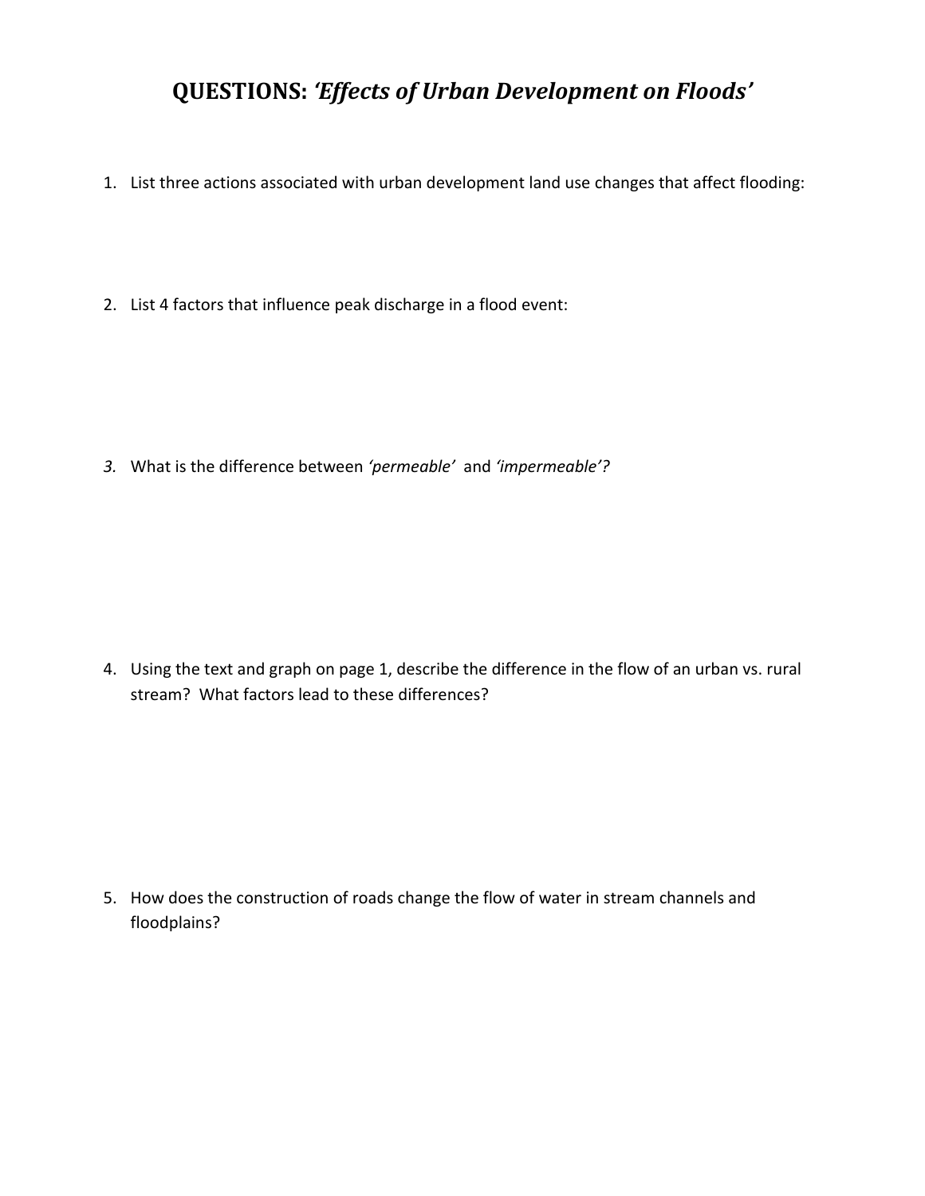# QUESTIONS: *'Effects of Urban Development on Floods'*

1. List three actions associated with urban development land use changes that affect flooding:

2. List 4 factors that influence peak discharge in a flood event:

3. What is the difference between *'permeable'* and *'impermeable'?*

4. Using the text and graph on page 1, describe the difference in the flow of an urban vs. rural stream? What factors lead to these differences?

5. How does the construction of roads change the flow of water in stream channels and floodplains?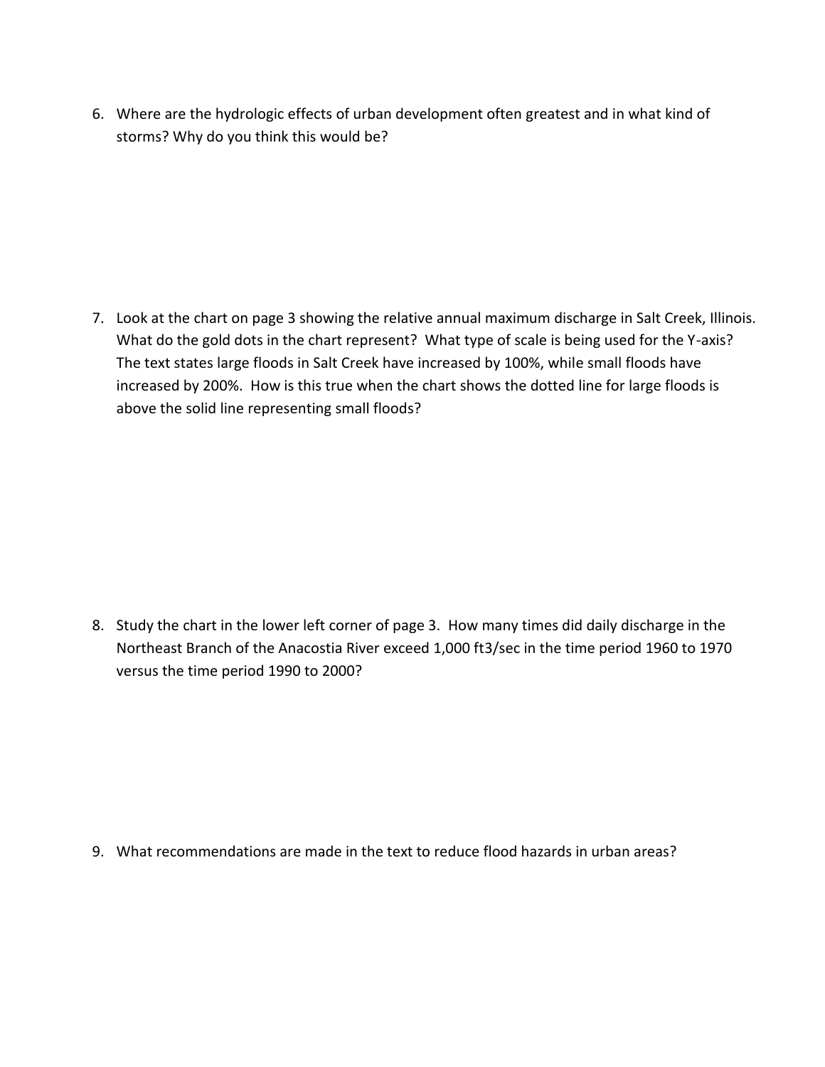6. Where are the hydrologic effects of urban development often greatest and in what kind of storms? Why do you think this would be?

7. Look at the chart on page 3 showing the relative annual maximum discharge in Salt Creek, Illinois. What do the gold dots in the chart represent? What type of scale is being used for the Y-axis? The text states large floods in Salt Creek have increased by 100%, while small floods have increased by 200%. How is this true when the chart shows the dotted line for large floods is above the solid line representing small floods?

8. Study the chart in the lower left corner of page 3. How many times did daily discharge in the Northeast Branch of the Anacostia River exceed 1,000 ft3/sec in the time period 1960 to 1970 versus the time period 1990 to 2000?

9. What recommendations are made in the text to reduce flood hazards in urban areas?